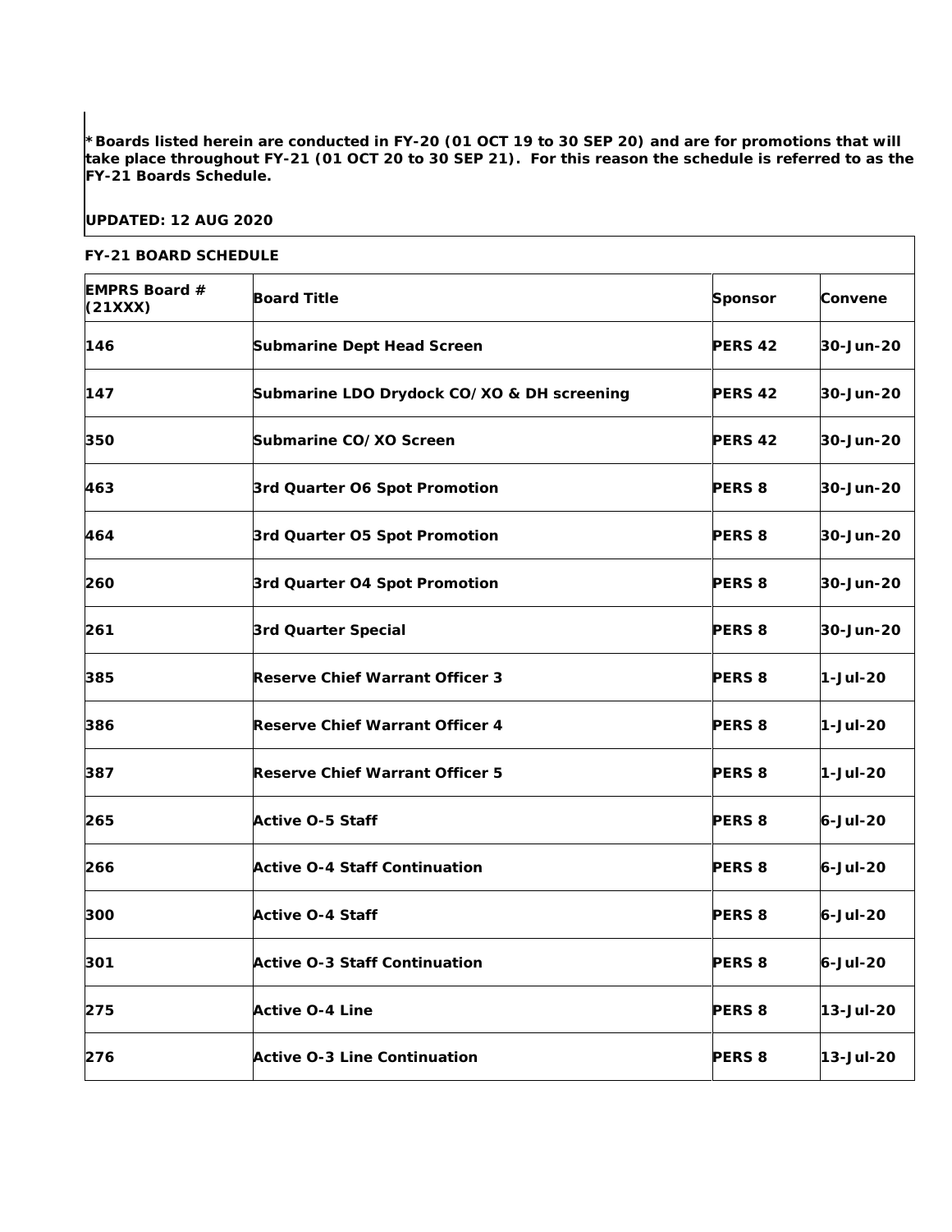**\*Boards listed herein are conducted in FY-20 (01 OCT 19 to 30 SEP 20) and are for promotions that will take place throughout FY-21 (01 OCT 20 to 30 SEP 21). For this reason the schedule is referred to as the FY-21 Boards Schedule.**

**UPDATED: 12 AUG 2020**

**FY-21 BOARD SCHEDULE**

| EMPRS Board # (21XXX) | Board Title | Sponsor | Convene |
|---|---|---|---|
| 146 | Submarine Dept Head Screen | PERS 42 | 30-Jun-20 |
| 147 | Submarine LDO Drydock CO/XO & DH screening | PERS 42 | 30-Jun-20 |
| 350 | Submarine CO/XO Screen | PERS 42 | 30-Jun-20 |
| 463 | 3rd Quarter O6 Spot Promotion | PERS 8 | 30-Jun-20 |
| 464 | 3rd Quarter O5 Spot Promotion | PERS 8 | 30-Jun-20 |
| 260 | 3rd Quarter O4 Spot Promotion | PERS 8 | 30-Jun-20 |
| 261 | 3rd Quarter Special | PERS 8 | 30-Jun-20 |
| 385 | Reserve Chief Warrant Officer 3 | PERS 8 | 1-Jul-20 |
| 386 | Reserve Chief Warrant Officer 4 | PERS 8 | 1-Jul-20 |
| 387 | Reserve Chief Warrant Officer 5 | PERS 8 | 1-Jul-20 |
| 265 | Active O-5 Staff | PERS 8 | 6-Jul-20 |
| 266 | Active O-4 Staff Continuation | PERS 8 | 6-Jul-20 |
| 300 | Active O-4 Staff | PERS 8 | 6-Jul-20 |
| 301 | Active O-3 Staff Continuation | PERS 8 | 6-Jul-20 |
| 275 | Active O-4 Line | PERS 8 | 13-Jul-20 |
| 276 | Active O-3 Line Continuation | PERS 8 | 13-Jul-20 |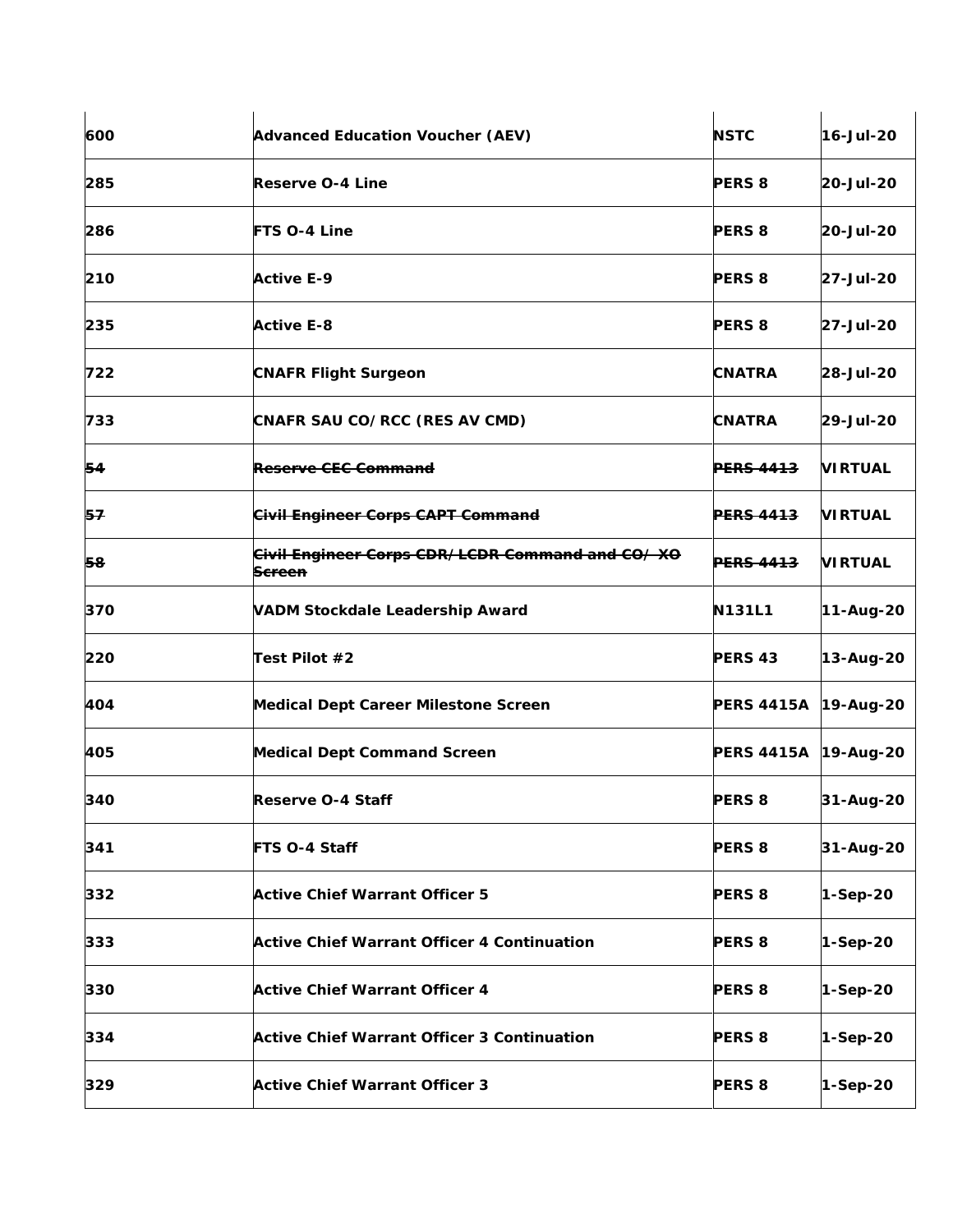| | | | |
|---|---|---|---|
| 600 | Advanced Education Voucher (AEV) | NSTC | 16-Jul-20 |
| 285 | Reserve O-4 Line | PERS 8 | 20-Jul-20 |
| 286 | FTS O-4 Line | PERS 8 | 20-Jul-20 |
| 210 | Active E-9 | PERS 8 | 27-Jul-20 |
| 235 | Active E-8 | PERS 8 | 27-Jul-20 |
| 722 | CNAFR Flight Surgeon | CNATRA | 28-Jul-20 |
| 733 | CNAFR SAU CO/RCC (RES AV CMD) | CNATRA | 29-Jul-20 |
| ~~54~~ | ~~Reserve CEC Command~~ | ~~PERS 4413~~ | VIRTUAL |
| ~~57~~ | ~~Civil Engineer Corps CAPT Command~~ | ~~PERS 4413~~ | VIRTUAL |
| ~~58~~ | ~~Civil Engineer Corps CDR/LCDR Command and CO/ XO Screen~~ | ~~PERS 4413~~ | VIRTUAL |
| 370 | VADM Stockdale Leadership Award | N131L1 | 11-Aug-20 |
| 220 | Test Pilot #2 | PERS 43 | 13-Aug-20 |
| 404 | Medical Dept Career Milestone Screen | PERS 4415A | 19-Aug-20 |
| 405 | Medical Dept Command Screen | PERS 4415A | 19-Aug-20 |
| 340 | Reserve O-4 Staff | PERS 8 | 31-Aug-20 |
| 341 | FTS O-4 Staff | PERS 8 | 31-Aug-20 |
| 332 | Active Chief Warrant Officer 5 | PERS 8 | 1-Sep-20 |
| 333 | Active Chief Warrant Officer 4 Continuation | PERS 8 | 1-Sep-20 |
| 330 | Active Chief Warrant Officer 4 | PERS 8 | 1-Sep-20 |
| 334 | Active Chief Warrant Officer 3 Continuation | PERS 8 | 1-Sep-20 |
| 329 | Active Chief Warrant Officer 3 | PERS 8 | 1-Sep-20 |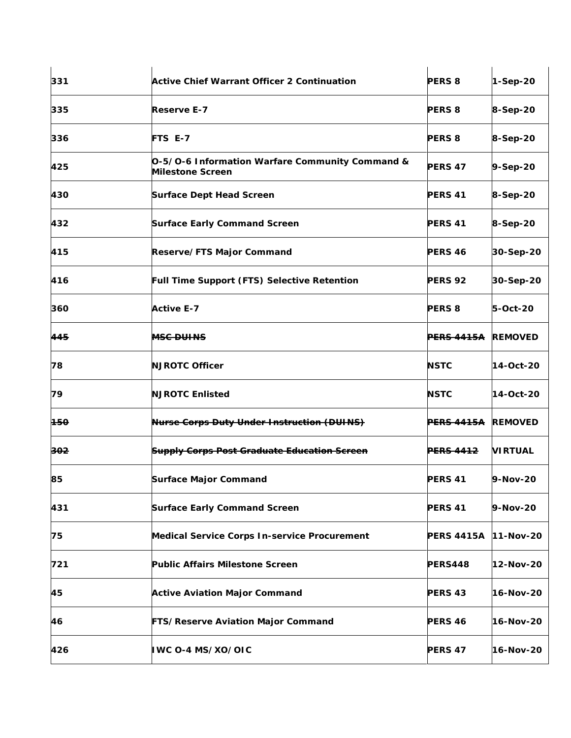| | | | |
|---|---|---|---|
| **331** | **Active Chief Warrant Officer 2 Continuation** | **PERS 8** | **1-Sep-20** |
| **335** | **Reserve E-7** | **PERS 8** | **8-Sep-20** |
| **336** | **FTS E-7** | **PERS 8** | **8-Sep-20** |
| **425** | **O-5/O-6 Information Warfare Community Command & Milestone Screen** | **PERS 47** | **9-Sep-20** |
| **430** | **Surface Dept Head Screen** | **PERS 41** | **8-Sep-20** |
| **432** | **Surface Early Command Screen** | **PERS 41** | **8-Sep-20** |
| **415** | **Reserve/FTS Major Command** | **PERS 46** | **30-Sep-20** |
| **416** | **Full Time Support (FTS) Selective Retention** | **PERS 92** | **30-Sep-20** |
| **360** | **Active E-7** | **PERS 8** | **5-Oct-20** |
| ~~**445**~~ | ~~**MSC DUINS**~~ | ~~**PERS 4415A**~~ | **REMOVED** |
| **78** | **NJROTC Officer** | **NSTC** | **14-Oct-20** |
| **79** | **NJROTC Enlisted** | **NSTC** | **14-Oct-20** |
| ~~**150**~~ | ~~**Nurse Corps Duty Under Instruction (DUINS)**~~ | ~~**PERS 4415A**~~ | **REMOVED** |
| ~~**302**~~ | ~~**Supply Corps Post Graduate Education Screen**~~ | ~~**PERS 4412**~~ | **VIRTUAL** |
| **85** | **Surface Major Command** | **PERS 41** | **9-Nov-20** |
| **431** | **Surface Early Command Screen** | **PERS 41** | **9-Nov-20** |
| **75** | **Medical Service Corps In-service Procurement** | **PERS 4415A** | **11-Nov-20** |
| **721** | **Public Affairs Milestone Screen** | **PERS448** | **12-Nov-20** |
| **45** | **Active Aviation Major Command** | **PERS 43** | **16-Nov-20** |
| **46** | **FTS/Reserve Aviation Major Command** | **PERS 46** | **16-Nov-20** |
| **426** | **IWC O-4 MS/XO/OIC** | **PERS 47** | **16-Nov-20** |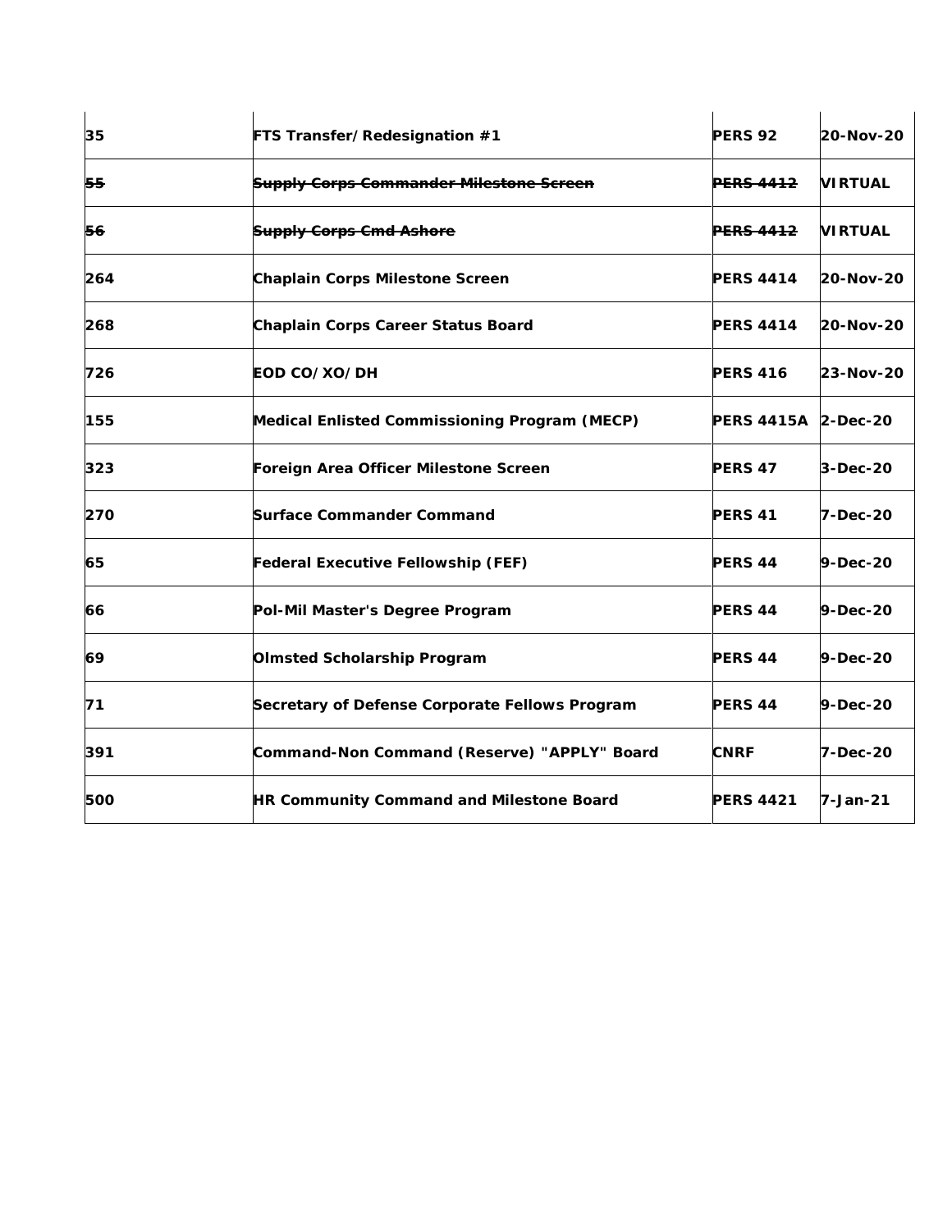| | | | |
|---|---|---|---|
| **35** | **FTS Transfer/Redesignation #1** | **PERS 92** | **20-Nov-20** |
| ~~**55**~~ | ~~**Supply Corps Commander Milestone Screen**~~ | ~~**PERS 4412**~~ | **VIRTUAL** |
| ~~**56**~~ | ~~**Supply Corps Cmd Ashore**~~ | ~~**PERS 4412**~~ | **VIRTUAL** |
| **264** | **Chaplain Corps Milestone Screen** | **PERS 4414** | **20-Nov-20** |
| **268** | **Chaplain Corps Career Status Board** | **PERS 4414** | **20-Nov-20** |
| **726** | **EOD CO/XO/DH** | **PERS 416** | **23-Nov-20** |
| **155** | **Medical Enlisted Commissioning Program (MECP)** | **PERS 4415A** | **2-Dec-20** |
| **323** | **Foreign Area Officer Milestone Screen** | **PERS 47** | **3-Dec-20** |
| **270** | **Surface Commander Command** | **PERS 41** | **7-Dec-20** |
| **65** | **Federal Executive Fellowship (FEF)** | **PERS 44** | **9-Dec-20** |
| **66** | **Pol-Mil Master's Degree Program** | **PERS 44** | **9-Dec-20** |
| **69** | **Olmsted Scholarship Program** | **PERS 44** | **9-Dec-20** |
| **71** | **Secretary of Defense Corporate Fellows Program** | **PERS 44** | **9-Dec-20** |
| **391** | **Command-Non Command (Reserve) "APPLY" Board** | **CNRF** | **7-Dec-20** |
| **500** | **HR Community Command and Milestone Board** | **PERS 4421** | **7-Jan-21** |